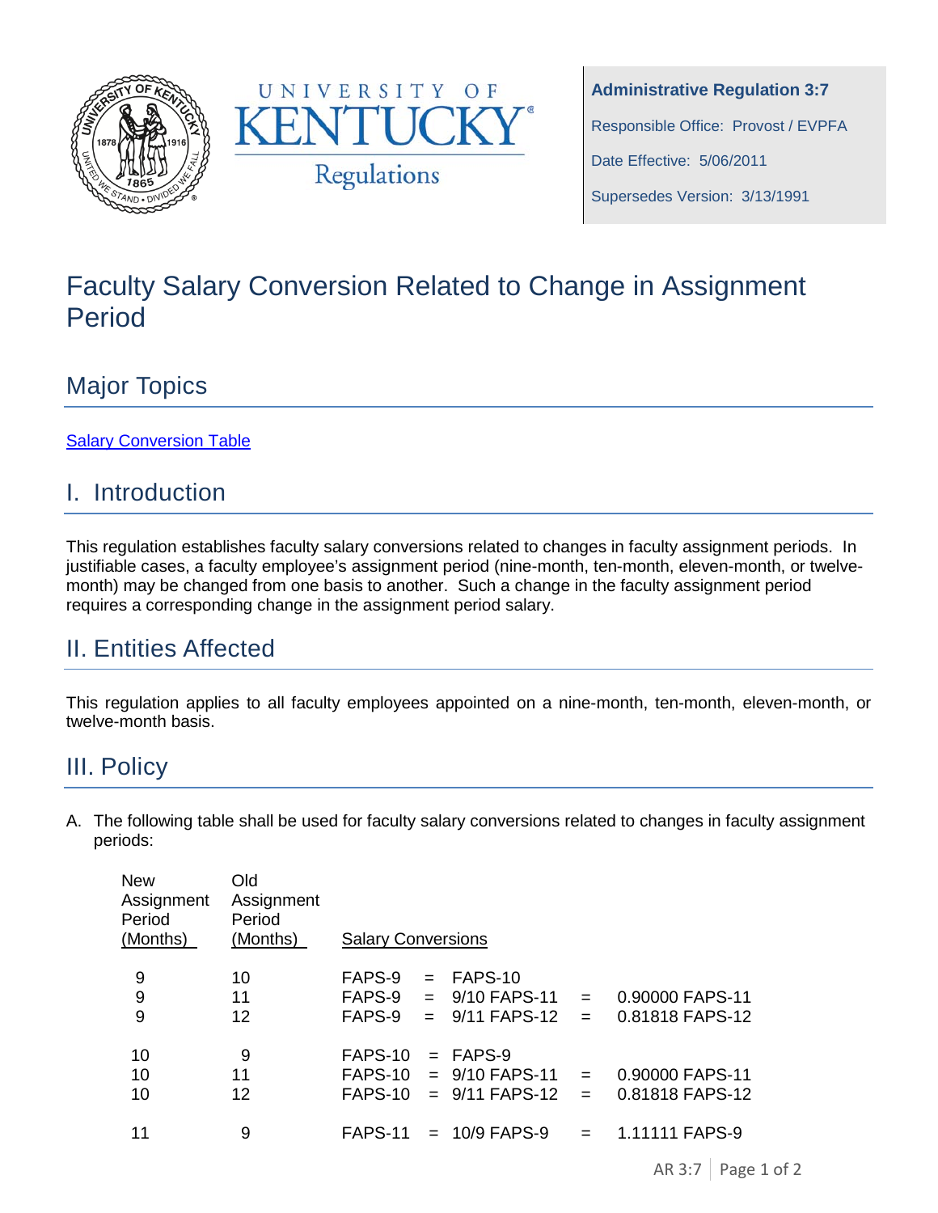**Administrative Regulation 3:7**

Responsible Office: Provost / EVPFA

Date Effective: 5/06/2011

Supersedes Version: 3/13/1991

# Faculty Salary Conversion Related to Change in Assignment Period

## Major Topics

[Salary Conversion Table]

## I. Introduction

This regulation establishes faculty salary conversions related to changes in faculty assignment periods. In justifiable cases, a faculty employee's assignment period (nine-month, ten-month, eleven-month, or twelve-month) may be changed from one basis to another. Such a change in the faculty assignment period requires a corresponding change in the assignment period salary.

## II. Entities Affected

This regulation applies to all faculty employees appointed on a nine-month, ten-month, eleven-month, or twelve-month basis.

## III. Policy

A. The following table shall be used for faculty salary conversions related to changes in faculty assignment periods:

| New Assignment Period (Months) | Old Assignment Period (Months) | Salary Conversions | | | | |
|---|---|---|---|---|---|---|
| 9 | 10 | FAPS-9 | = | FAPS-10 | | |
| 9 | 11 | FAPS-9 | = | 9/10 FAPS-11 | = | 0.90000 FAPS-11 |
| 9 | 12 | FAPS-9 | = | 9/11 FAPS-12 | = | 0.81818 FAPS-12 |
| 10 | 9 | FAPS-10 | = | FAPS-9 | | |
| 10 | 11 | FAPS-10 | = | 9/10 FAPS-11 | = | 0.90000 FAPS-11 |
| 10 | 12 | FAPS-10 | = | 9/11 FAPS-12 | = | 0.81818 FAPS-12 |
| 11 | 9 | FAPS-11 | = | 10/9 FAPS-9 | = | 1.11111 FAPS-9 |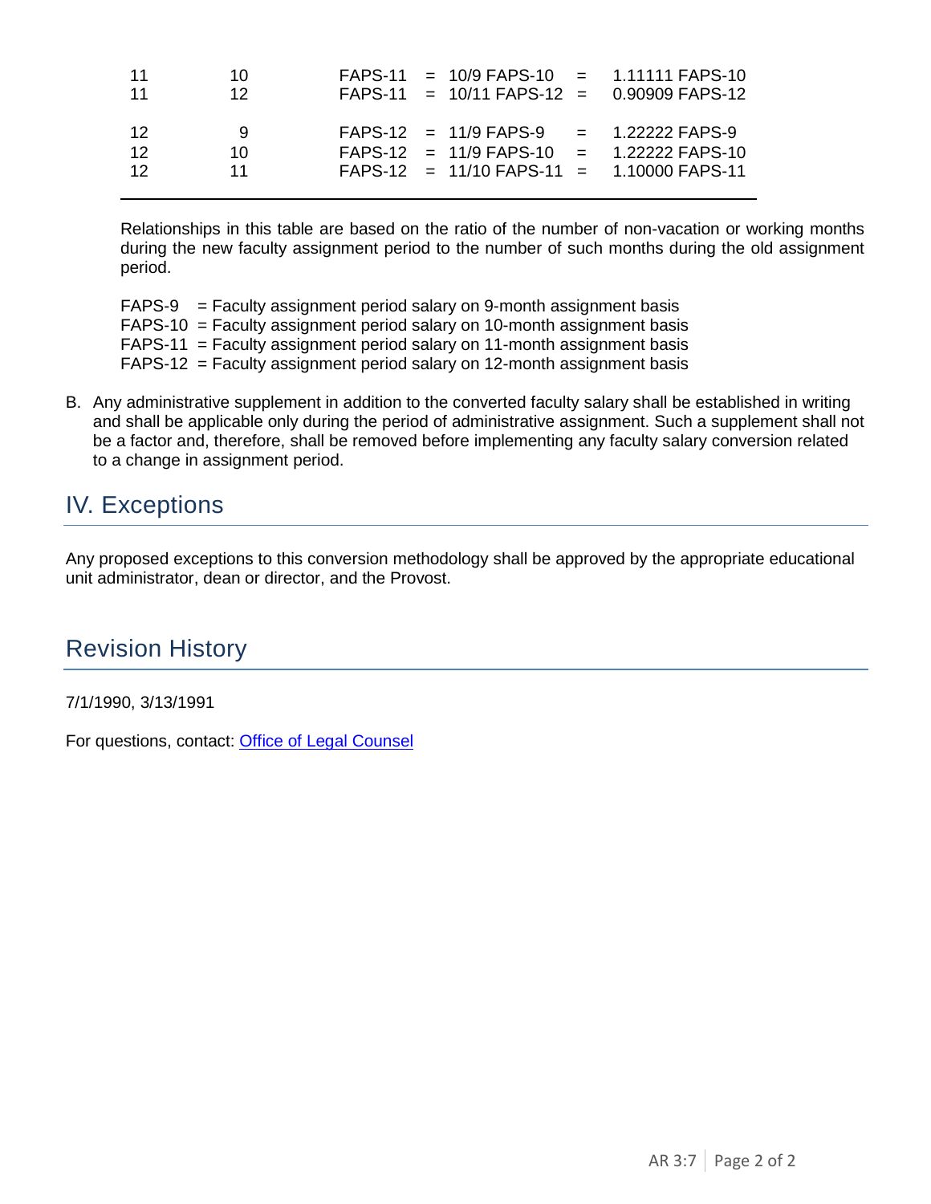| | | | |
|---|---|---|---|
| 11 | 10 | FAPS-11 = 10/9 FAPS-10 | = 1.11111 FAPS-10 |
| 11 | 12 | FAPS-11 = 10/11 FAPS-12 | = 0.90909 FAPS-12 |
| 12 | 9 | FAPS-12 = 11/9 FAPS-9 | = 1.22222 FAPS-9 |
| 12 | 10 | FAPS-12 = 11/9 FAPS-10 | = 1.22222 FAPS-10 |
| 12 | 11 | FAPS-12 = 11/10 FAPS-11 | = 1.10000 FAPS-11 |

Relationships in this table are based on the ratio of the number of non-vacation or working months during the new faculty assignment period to the number of such months during the old assignment period.

FAPS-9 = Faculty assignment period salary on 9-month assignment basis
FAPS-10 = Faculty assignment period salary on 10-month assignment basis
FAPS-11 = Faculty assignment period salary on 11-month assignment basis
FAPS-12 = Faculty assignment period salary on 12-month assignment basis

B. Any administrative supplement in addition to the converted faculty salary shall be established in writing and shall be applicable only during the period of administrative assignment. Such a supplement shall not be a factor and, therefore, shall be removed before implementing any faculty salary conversion related to a change in assignment period.

## IV. Exceptions

Any proposed exceptions to this conversion methodology shall be approved by the appropriate educational unit administrator, dean or director, and the Provost.

## Revision History

7/1/1990, 3/13/1991

For questions, contact: Office of Legal Counsel